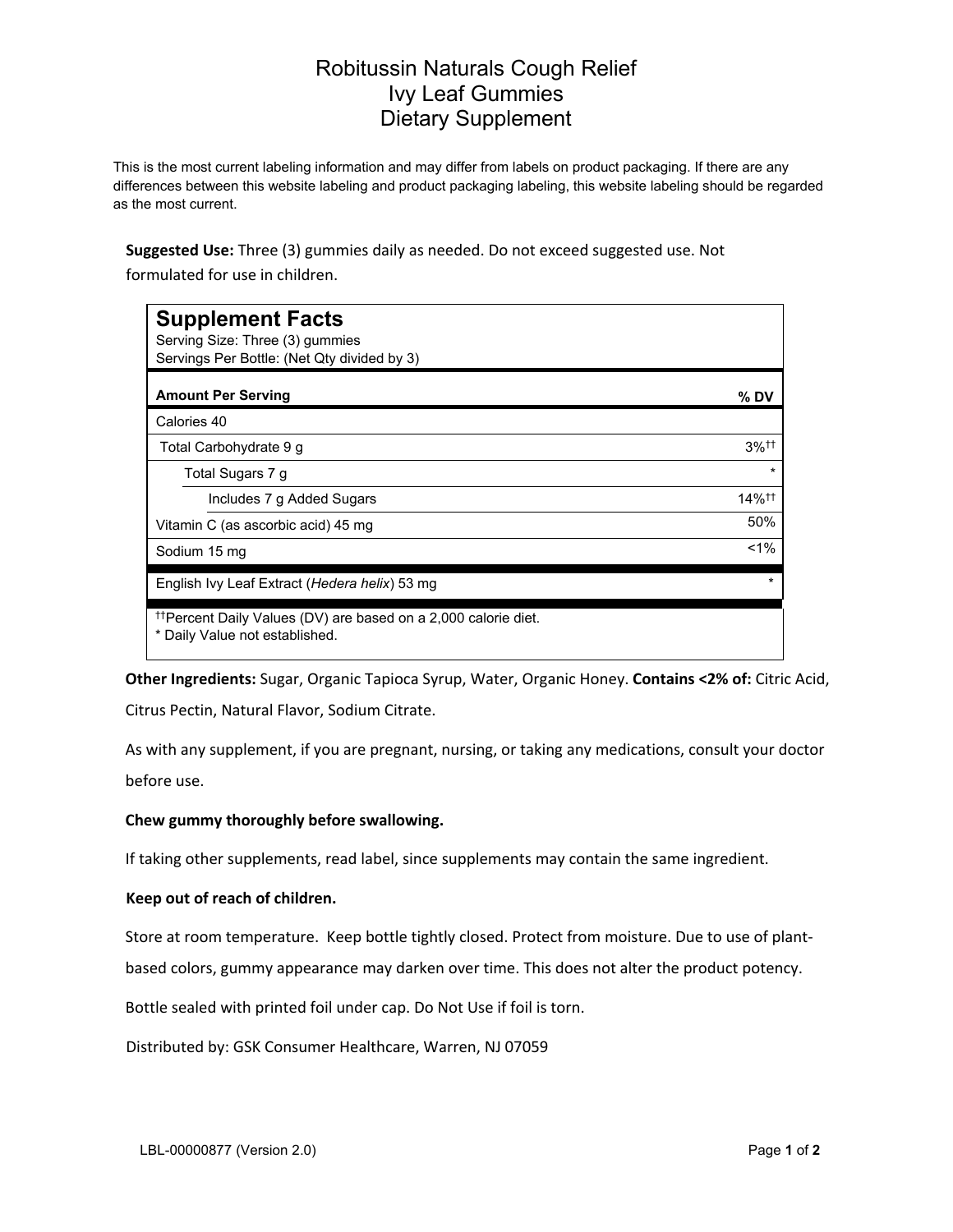# Robitussin Naturals Cough Relief
# Ivy Leaf Gummies
# Dietary Supplement

This is the most current labeling information and may differ from labels on product packaging. If there are any differences between this website labeling and product packaging labeling, this website labeling should be regarded as the most current.

**Suggested Use:** Three (3) gummies daily as needed. Do not exceed suggested use. Not formulated for use in children.

## Supplement Facts

Serving Size: Three (3) gummies
Servings Per Bottle: (Net Qty divided by 3)

| Amount Per Serving | % DV |
|---|---|
| Calories 40 | |
| Total Carbohydrate 9 g | 3%†† |
| Total Sugars 7 g | * |
| Includes 7 g Added Sugars | 14%†† |
| Vitamin C (as ascorbic acid) 45 mg | 50% |
| Sodium 15 mg | <1% |
| English Ivy Leaf Extract (*Hedera helix*) 53 mg | * |

††Percent Daily Values (DV) are based on a 2,000 calorie diet.
* Daily Value not established.

**Other Ingredients:** Sugar, Organic Tapioca Syrup, Water, Organic Honey. **Contains <2% of:** Citric Acid, Citrus Pectin, Natural Flavor, Sodium Citrate.

As with any supplement, if you are pregnant, nursing, or taking any medications, consult your doctor before use.

**Chew gummy thoroughly before swallowing.**

If taking other supplements, read label, since supplements may contain the same ingredient.

**Keep out of reach of children.**

Store at room temperature. Keep bottle tightly closed. Protect from moisture. Due to use of plant-based colors, gummy appearance may darken over time. This does not alter the product potency.

Bottle sealed with printed foil under cap. Do Not Use if foil is torn.

Distributed by: GSK Consumer Healthcare, Warren, NJ 07059

LBL-00000877 (Version 2.0)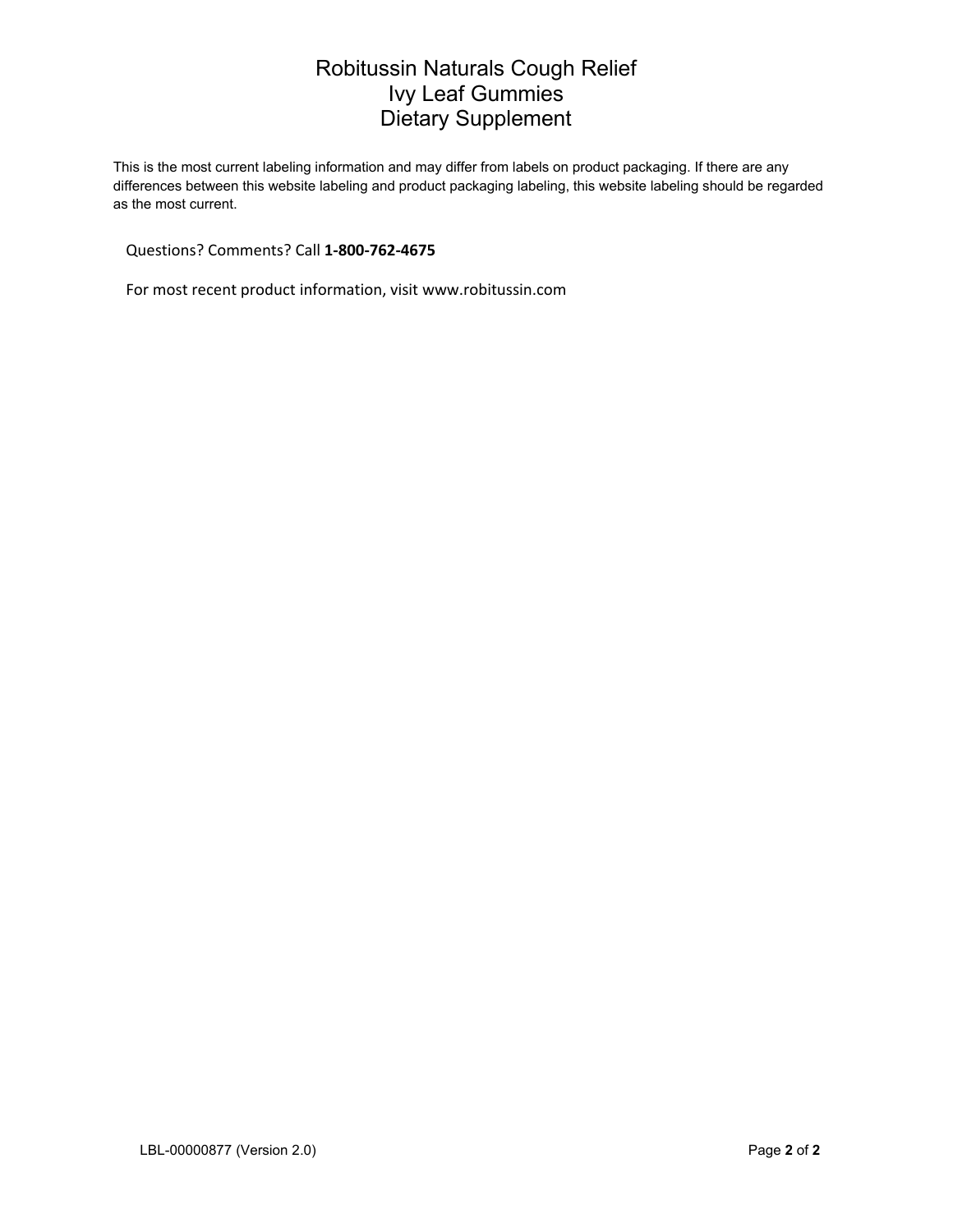# Robitussin Naturals Cough Relief
# Ivy Leaf Gummies
# Dietary Supplement

This is the most current labeling information and may differ from labels on product packaging. If there are any differences between this website labeling and product packaging labeling, this website labeling should be regarded as the most current.

Questions? Comments? Call **1-800-762-4675**

For most recent product information, visit www.robitussin.com

LBL-00000877 (Version 2.0)